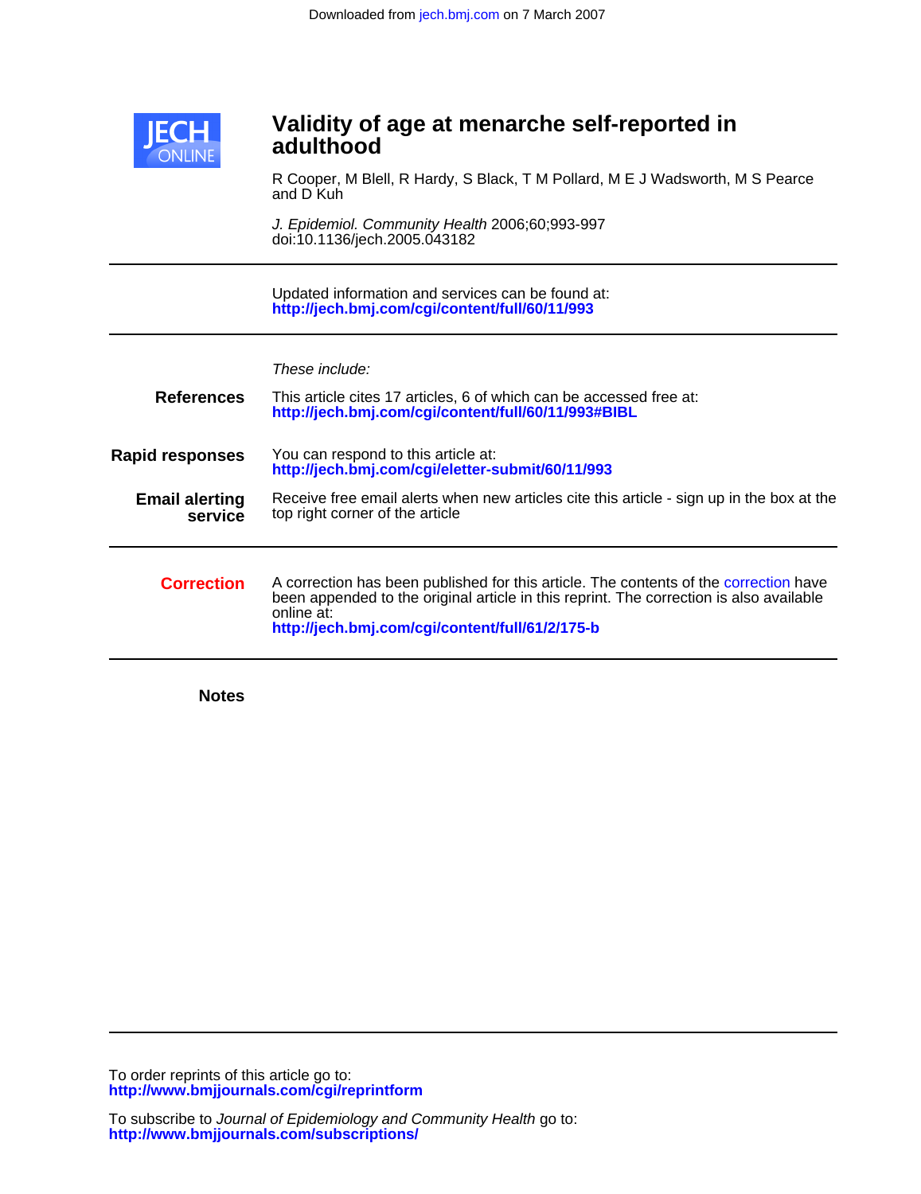Downloaded from jech.bmj.com on 7 March 2007

JECH ONLINE

# Validity of age at menarche self-reported in adulthood

R Cooper, M Blell, R Hardy, S Black, T M Pollard, M E J Wadsworth, M S Pearce and D Kuh

*J. Epidemiol. Community Health* 2006;60;993-997
doi:10.1136/jech.2005.043182

---

Updated information and services can be found at:
**http://jech.bmj.com/cgi/content/full/60/11/993**

---

*These include:*

**References**

This article cites 17 articles, 6 of which can be accessed free at:
**http://jech.bmj.com/cgi/content/full/60/11/993#BIBL**

**Rapid responses**

You can respond to this article at:
**http://jech.bmj.com/cgi/eletter-submit/60/11/993**

**Email alerting service**

Receive free email alerts when new articles cite this article - sign up in the box at the top right corner of the article

---

**Correction**

A correction has been published for this article. The contents of the correction have been appended to the original article in this reprint. The correction is also available online at:
**http://jech.bmj.com/cgi/content/full/61/2/175-b**

---

**Notes**

---

To order reprints of this article go to:
**http://www.bmjjournals.com/cgi/reprintform**

To subscribe to *Journal of Epidemiology and Community Health* go to:
**http://www.bmjjournals.com/subscriptions/**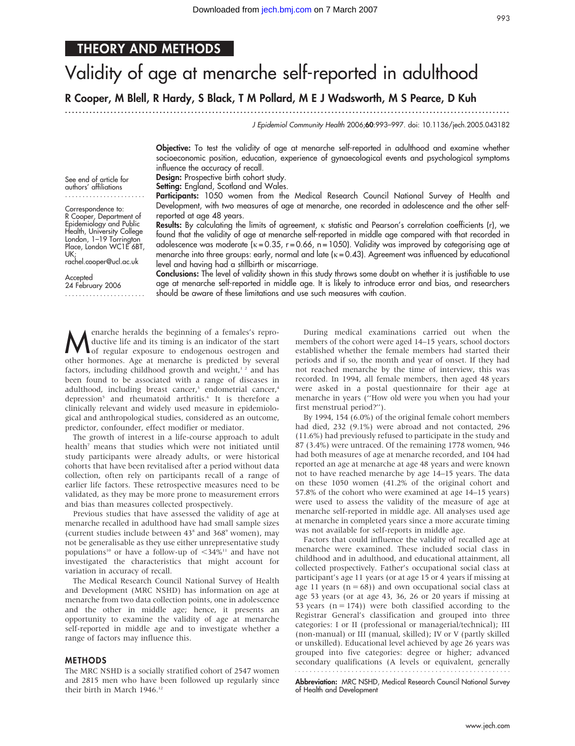# Validity of age at menarche self-reported in adulthood

**R Cooper, M Blell, R Hardy, S Black, T M Pollard, M E J Wadsworth, M S Pearce, D Kuh**

*J Epidemiol Community Health* 2006;**60**:993–997. doi: 10.1136/jech.2005.043182

See end of article for authors' affiliations

Correspondence to: R Cooper, Department of Epidemiology and Public Health, University College London, 1–19 Torrington Place, London WC1E 6BT, UK; rachel.cooper@ucl.ac.uk

Accepted 24 February 2006

**Objective:** To test the validity of age at menarche self-reported in adulthood and examine whether socioeconomic position, education, experience of gynaecological events and psychological symptoms influence the accuracy of recall.

**Design:** Prospective birth cohort study.

**Setting:** England, Scotland and Wales.

**Participants:** 1050 women from the Medical Research Council National Survey of Health and Development, with two measures of age at menarche, one recorded in adolescence and the other self-reported at age 48 years.

**Results:** By calculating the limits of agreement, κ statistic and Pearson's correlation coefficients (r), we found that the validity of age at menarche self-reported in middle age compared with that recorded in adolescence was moderate (κ = 0.35, r = 0.66, n = 1050). Validity was improved by categorising age at menarche into three groups: early, normal and late (κ = 0.43). Agreement was influenced by educational level and having had a stillbirth or miscarriage.

**Conclusions:** The level of validity shown in this study throws some doubt on whether it is justifiable to use age at menarche self-reported in middle age. It is likely to introduce error and bias, and researchers should be aware of these limitations and use such measures with caution.

Menarche heralds the beginning of a females's reproductive life and its timing is an indicator of the start of regular exposure to endogenous oestrogen and other hormones. Age at menarche is predicted by several factors, including childhood growth and weight,[1 2] and has been found to be associated with a range of diseases in adulthood, including breast cancer,[3] endometrial cancer,[4] depression[5] and rheumatoid arthritis.[6] It is therefore a clinically relevant and widely used measure in epidemiological and anthropological studies, considered as an outcome, predictor, confounder, effect modifier or mediator.

The growth of interest in a life-course approach to adult health[7] means that studies which were not initiated until study participants were already adults, or were historical cohorts that have been revitalised after a period without data collection, often rely on participants recall of a range of earlier life factors. These retrospective measures need to be validated, as they may be more prone to measurement errors and bias than measures collected prospectively.

Previous studies that have assessed the validity of age at menarche recalled in adulthood have had small sample sizes (current studies include between 43[8] and 368[9] women), may not be generalisable as they use either unrepresentative study populations[10] or have a follow-up of <34%[11] and have not investigated the characteristics that might account for variation in accuracy of recall.

The Medical Research Council National Survey of Health and Development (MRC NSHD) has information on age at menarche from two data collection points, one in adolescence and the other in middle age; hence, it presents an opportunity to examine the validity of age at menarche self-reported in middle age and to investigate whether a range of factors may influence this.

## METHODS

The MRC NSHD is a socially stratified cohort of 2547 women and 2815 men who have been followed up regularly since their birth in March 1946.[12]

During medical examinations carried out when the members of the cohort were aged 14–15 years, school doctors established whether the female members had started their periods and if so, the month and year of onset. If they had not reached menarche by the time of interview, this was recorded. In 1994, all female members, then aged 48 years were asked in a postal questionnaire for their age at menarche in years ("How old were you when you had your first menstrual period?").

By 1994, 154 (6.0%) of the original female cohort members had died, 232 (9.1%) were abroad and not contacted, 296 (11.6%) had previously refused to participate in the study and 87 (3.4%) were untraced. Of the remaining 1778 women, 946 had both measures of age at menarche recorded, and 104 had reported an age at menarche at age 48 years and were known not to have reached menarche by age 14–15 years. The data on these 1050 women (41.2% of the original cohort and 57.8% of the cohort who were examined at age 14–15 years) were used to assess the validity of the measure of age at menarche self-reported in middle age. All analyses used age at menarche in completed years since a more accurate timing was not available for self-reports in middle age.

Factors that could influence the validity of recalled age at menarche were examined. These included social class in childhood and in adulthood, and educational attainment, all collected prospectively. Father's occupational social class at participant's age 11 years (or at age 15 or 4 years if missing at age 11 years (n = 68)) and own occupational social class at age 53 years (or at age 43, 36, 26 or 20 years if missing at 53 years (n = 174)) were both classified according to the Registrar General's classification and grouped into three categories: I or II (professional or managerial/technical); III (non-manual) or III (manual, skilled); IV or V (partly skilled or unskilled). Educational level achieved by age 26 years was grouped into five categories: degree or higher; advanced secondary qualifications (A levels or equivalent, generally

**Abbreviation:** MRC NSHD, Medical Research Council National Survey of Health and Development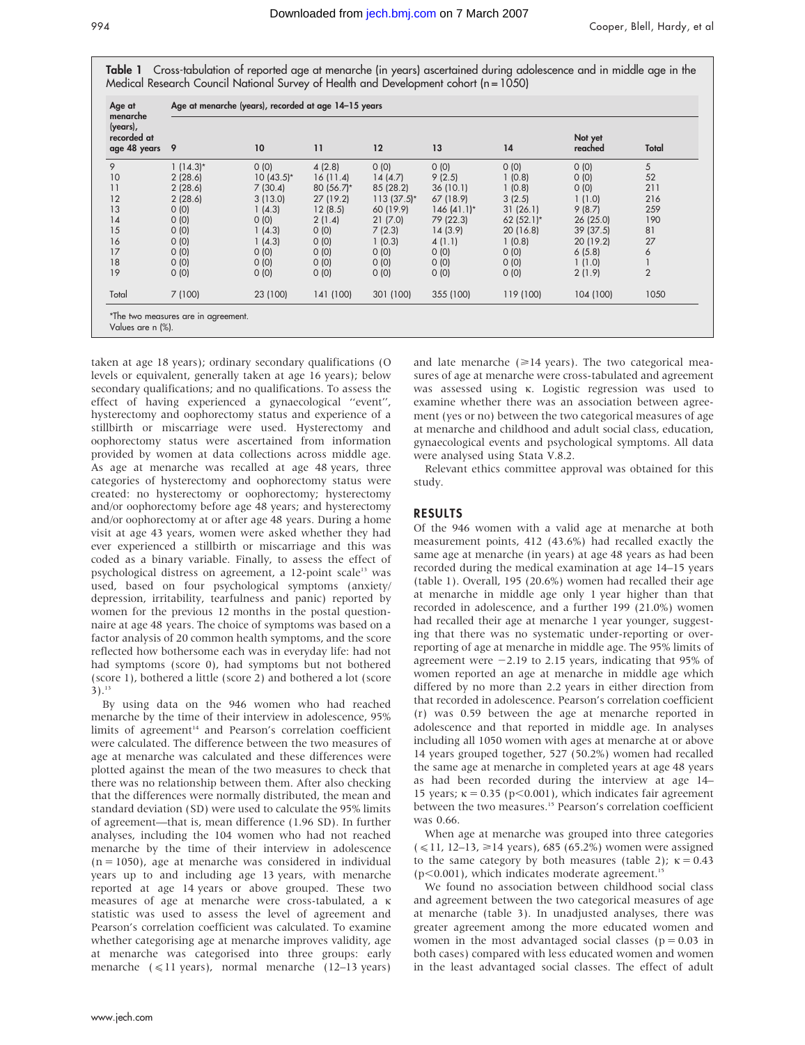**Table 1** Cross-tabulation of reported age at menarche (in years) ascertained during adolescence and in middle age in the Medical Research Council National Survey of Health and Development cohort (n = 1050)

| Age at menarche (years), recorded at age 48 years | Age at menarche (years), recorded at age 14–15 years | | | | | | | |
|---|---|---|---|---|---|---|---|---|
| | 9 | 10 | 11 | 12 | 13 | 14 | Not yet reached | Total |
| 9 | 1 (14.3)* | 0 (0) | 4 (2.8) | 0 (0) | 0 (0) | 0 (0) | 0 (0) | 5 |
| 10 | 2 (28.6) | 10 (43.5)* | 16 (11.4) | 14 (4.7) | 9 (2.5) | 1 (0.8) | 0 (0) | 52 |
| 11 | 2 (28.6) | 7 (30.4) | 80 (56.7)* | 85 (28.2) | 36 (10.1) | 1 (0.8) | 0 (0) | 211 |
| 12 | 2 (28.6) | 3 (13.0) | 27 (19.2) | 113 (37.5)* | 67 (18.9) | 3 (2.5) | 1 (1.0) | 216 |
| 13 | 0 (0) | 1 (4.3) | 12 (8.5) | 60 (19.9) | 146 (41.1)* | 31 (26.1) | 9 (8.7) | 259 |
| 14 | 0 (0) | 0 (0) | 2 (1.4) | 21 (7.0) | 79 (22.3) | 62 (52.1)* | 26 (25.0) | 190 |
| 15 | 0 (0) | 1 (4.3) | 0 (0) | 7 (2.3) | 14 (3.9) | 20 (16.8) | 39 (37.5) | 81 |
| 16 | 0 (0) | 1 (4.3) | 0 (0) | 1 (0.3) | 4 (1.1) | 1 (0.8) | 20 (19.2) | 27 |
| 17 | 0 (0) | 0 (0) | 0 (0) | 0 (0) | 0 (0) | 0 (0) | 6 (5.8) | 6 |
| 18 | 0 (0) | 0 (0) | 0 (0) | 0 (0) | 0 (0) | 0 (0) | 1 (1.0) | 1 |
| 19 | 0 (0) | 0 (0) | 0 (0) | 0 (0) | 0 (0) | 0 (0) | 2 (1.9) | 2 |
| Total | 7 (100) | 23 (100) | 141 (100) | 301 (100) | 355 (100) | 119 (100) | 104 (100) | 1050 |

*The two measures are in agreement.
Values are n (%).

taken at age 18 years); ordinary secondary qualifications (O levels or equivalent, generally taken at age 16 years); below secondary qualifications; and no qualifications. To assess the effect of having experienced a gynaecological "event", hysterectomy and oophorectomy status and experience of a stillbirth or miscarriage were used. Hysterectomy and oophorectomy status were ascertained from information provided by women at data collections across middle age. As age at menarche was recalled at age 48 years, three categories of hysterectomy and oophorectomy status were created: no hysterectomy or oophorectomy; hysterectomy and/or oophorectomy before age 48 years; and hysterectomy and/or oophorectomy at or after age 48 years. During a home visit at age 43 years, women were asked whether they had ever experienced a stillbirth or miscarriage and this was coded as a binary variable. Finally, to assess the effect of psychological distress on agreement, a 12-point scale[13] was used, based on four psychological symptoms (anxiety/depression, irritability, tearfulness and panic) reported by women for the previous 12 months in the postal questionnaire at age 48 years. The choice of symptoms was based on a factor analysis of 20 common health symptoms, and the score reflected how bothersome each was in everyday life: had not had symptoms (score 0), had symptoms but not bothered (score 1), bothered a little (score 2) and bothered a lot (score 3).[13]

By using data on the 946 women who had reached menarche by the time of their interview in adolescence, 95% limits of agreement[14] and Pearson's correlation coefficient were calculated. The difference between the two measures of age at menarche was calculated and these differences were plotted against the mean of the two measures to check that there was no relationship between them. After also checking that the differences were normally distributed, the mean and standard deviation (SD) were used to calculate the 95% limits of agreement—that is, mean difference (1.96 SD). In further analyses, including the 104 women who had not reached menarche by the time of their interview in adolescence (n = 1050), age at menarche was considered in individual years up to and including age 13 years, with menarche reported at age 14 years or above grouped. These two measures of age at menarche were cross-tabulated, a κ statistic was used to assess the level of agreement and Pearson's correlation coefficient was calculated. To examine whether categorising age at menarche improves validity, age at menarche was categorised into three groups: early menarche (⩽11 years), normal menarche (12–13 years) and late menarche (⩾14 years). The two categorical measures of age at menarche were cross-tabulated and agreement was assessed using κ. Logistic regression was used to examine whether there was an association between agreement (yes or no) between the two categorical measures of age at menarche and childhood and adult social class, education, gynaecological events and psychological symptoms. All data were analysed using Stata V.8.2.

Relevant ethics committee approval was obtained for this study.

## RESULTS

Of the 946 women with a valid age at menarche at both measurement points, 412 (43.6%) had recalled exactly the same age at menarche (in years) at age 48 years as had been recorded during the medical examination at age 14–15 years (table 1). Overall, 195 (20.6%) women had recalled their age at menarche in middle age only 1 year higher than that recorded in adolescence, and a further 199 (21.0%) women had recalled their age at menarche 1 year younger, suggesting that there was no systematic under-reporting or over-reporting of age at menarche in middle age. The 95% limits of agreement were −2.19 to 2.15 years, indicating that 95% of women reported an age at menarche in middle age which differed by no more than 2.2 years in either direction from that recorded in adolescence. Pearson's correlation coefficient (r) was 0.59 between the age at menarche reported in adolescence and that reported in middle age. In analyses including all 1050 women with ages at menarche at or above 14 years grouped together, 527 (50.2%) women had recalled the same age at menarche in completed years at age 48 years as had been recorded during the interview at age 14–15 years; κ = 0.35 ($p<0.001$), which indicates fair agreement between the two measures.[15] Pearson's correlation coefficient was 0.66.

When age at menarche was grouped into three categories (⩽11, 12–13, ⩾14 years), 685 (65.2%) women were assigned to the same category by both measures (table 2); κ = 0.43 ($p<0.001$), which indicates moderate agreement.[15]

We found no association between childhood social class and agreement between the two categorical measures of age at menarche (table 3). In unadjusted analyses, there was greater agreement among the more educated women and women in the most advantaged social classes ($p = 0.03$ in both cases) compared with less educated women and women in the least advantaged social classes. The effect of adult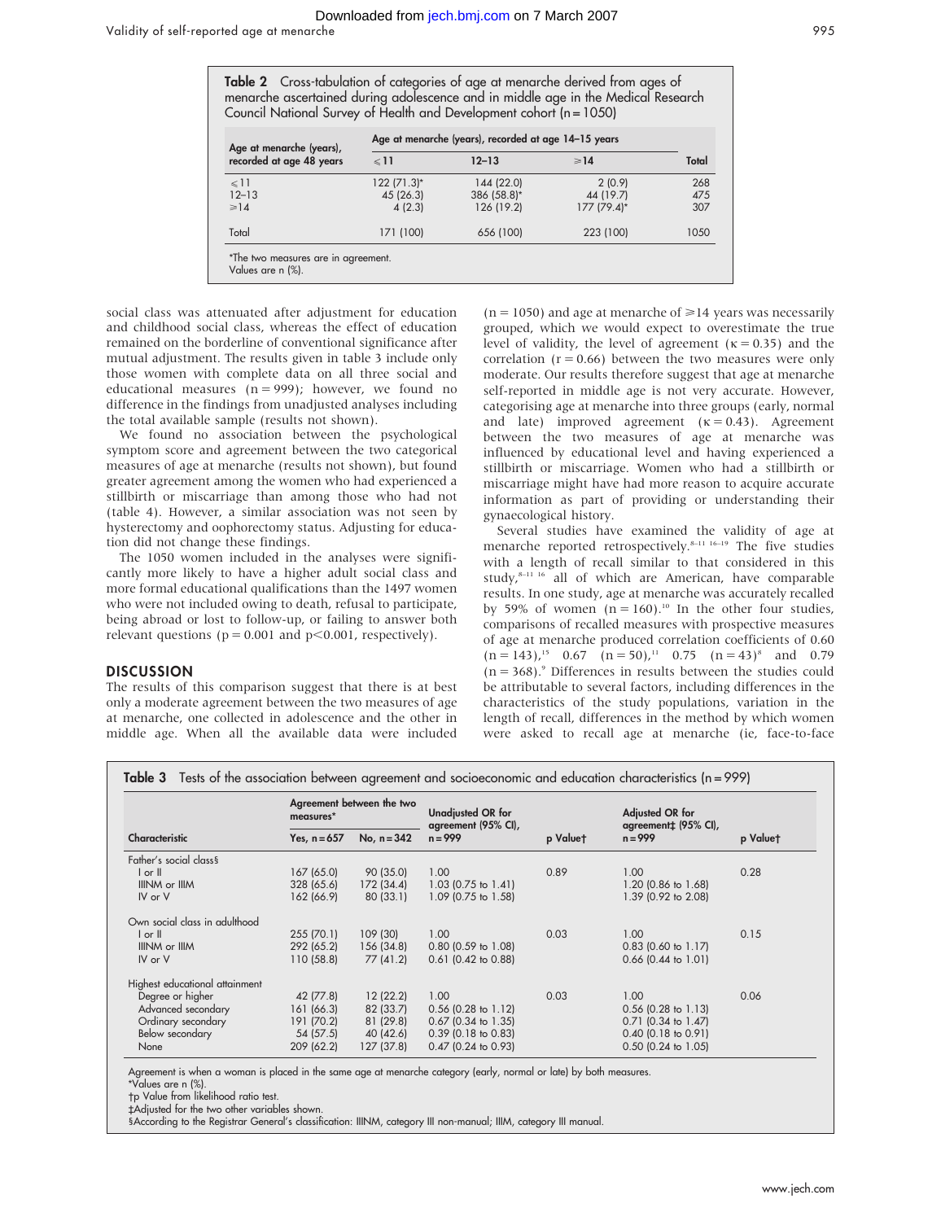**Table 2** Cross-tabulation of categories of age at menarche derived from ages of menarche ascertained during adolescence and in middle age in the Medical Research Council National Survey of Health and Development cohort (n = 1050)

| Age at menarche (years), recorded at age 48 years | Age at menarche (years), recorded at age 14–15 years | | | |
|---|---|---|---|---|
| | ⩽11 | 12–13 | ⩾14 | Total |
| ⩽11 | 122 (71.3)* | 144 (22.0) | 2 (0.9) | 268 |
| 12–13 | 45 (26.3) | 386 (58.8)* | 44 (19.7) | 475 |
| ⩾14 | 4 (2.3) | 126 (19.2) | 177 (79.4)* | 307 |
| Total | 171 (100) | 656 (100) | 223 (100) | 1050 |

*The two measures are in agreement.
Values are n (%).

social class was attenuated after adjustment for education and childhood social class, whereas the effect of education remained on the borderline of conventional significance after mutual adjustment. The results given in table 3 include only those women with complete data on all three social and educational measures (n = 999); however, we found no difference in the findings from unadjusted analyses including the total available sample (results not shown).

We found no association between the psychological symptom score and agreement between the two categorical measures of age at menarche (results not shown), but found greater agreement among the women who had experienced a stillbirth or miscarriage than among those who had not (table 4). However, a similar association was not seen by hysterectomy and oophorectomy status. Adjusting for education did not change these findings.

The 1050 women included in the analyses were significantly more likely to have a higher adult social class and more formal educational qualifications than the 1497 women who were not included owing to death, refusal to participate, being abroad or lost to follow-up, or failing to answer both relevant questions (p = 0.001 and p<0.001, respectively).

## DISCUSSION

The results of this comparison suggest that there is at best only a moderate agreement between the two measures of age at menarche, one collected in adolescence and the other in middle age. When all the available data were included (n = 1050) and age at menarche of ⩾14 years was necessarily grouped, which we would expect to overestimate the true level of validity, the level of agreement (κ = 0.35) and the correlation (r = 0.66) between the two measures were only moderate. Our results therefore suggest that age at menarche self-reported in middle age is not very accurate. However, categorising age at menarche into three groups (early, normal and late) improved agreement (κ = 0.43). Agreement between the two measures of age at menarche was influenced by educational level and having experienced a stillbirth or miscarriage. Women who had a stillbirth or miscarriage might have had more reason to acquire accurate information as part of providing or understanding their gynaecological history.

Several studies have examined the validity of age at menarche reported retrospectively.[8–11 16–19] The five studies with a length of recall similar to that considered in this study,[8–11 16] all of which are American, have comparable results. In one study, age at menarche was accurately recalled by 59% of women (n = 160).[10] In the other four studies, comparisons of recalled measures with prospective measures of age at menarche produced correlation coefficients of 0.60 (n = 143),[15] 0.67 (n = 50),[11] 0.75 (n = 43)[8] and 0.79 (n = 368).[9] Differences in results between the studies could be attributable to several factors, including differences in the characteristics of the study populations, variation in the length of recall, differences in the method by which women were asked to recall age at menarche (ie, face-to-face

**Table 3** Tests of the association between agreement and socioeconomic and education characteristics (n = 999)

| Characteristic | Agreement between the two measures* | | Unadjusted OR for agreement (95% CI), n = 999 | p Value† | Adjusted OR for agreement‡ (95% CI), n = 999 | p Value† |
|---|---|---|---|---|---|---|
| | Yes, n = 657 | No, n = 342 | | | | |
| Father's social class§ | | | | | | |
| I or II | 167 (65.0) | 90 (35.0) | 1.00 | 0.89 | 1.00 | 0.28 |
| IIINM or IIIM | 328 (65.6) | 172 (34.4) | 1.03 (0.75 to 1.41) | | 1.20 (0.86 to 1.68) | |
| IV or V | 162 (66.9) | 80 (33.1) | 1.09 (0.75 to 1.58) | | 1.39 (0.92 to 2.08) | |
| Own social class in adulthood | | | | | | |
| I or II | 255 (70.1) | 109 (30) | 1.00 | 0.03 | 1.00 | 0.15 |
| IIINM or IIIM | 292 (65.2) | 156 (34.8) | 0.80 (0.59 to 1.08) | | 0.83 (0.60 to 1.17) | |
| IV or V | 110 (58.8) | 77 (41.2) | 0.61 (0.42 to 0.88) | | 0.66 (0.44 to 1.01) | |
| Highest educational attainment | | | | | | |
| Degree or higher | 42 (77.8) | 12 (22.2) | 1.00 | 0.03 | 1.00 | 0.06 |
| Advanced secondary | 161 (66.3) | 82 (33.7) | 0.56 (0.28 to 1.12) | | 0.56 (0.28 to 1.13) | |
| Ordinary secondary | 191 (70.2) | 81 (29.8) | 0.67 (0.34 to 1.35) | | 0.71 (0.34 to 1.47) | |
| Below secondary | 54 (57.5) | 40 (42.6) | 0.39 (0.18 to 0.83) | | 0.40 (0.18 to 0.91) | |
| None | 209 (62.2) | 127 (37.8) | 0.47 (0.24 to 0.93) | | 0.50 (0.24 to 1.05) | |

Agreement is when a woman is placed in the same age at menarche category (early, normal or late) by both measures.
*Values are n (%).
†p Value from likelihood ratio test.
‡Adjusted for the two other variables shown.
§According to the Registrar General's classification: IIINM, category III non-manual; IIIM, category III manual.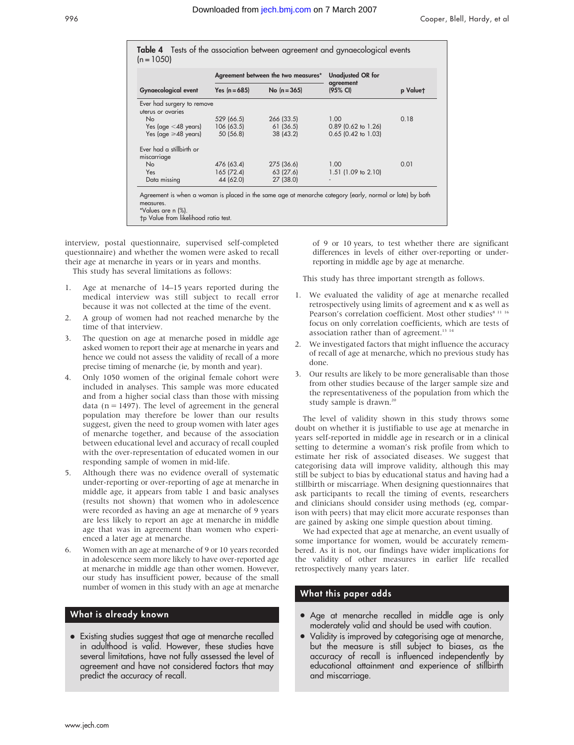**Table 4** Tests of the association between agreement and gynaecological events (n = 1050)

| Gynaecological event | Agreement between the two measures* | | Unadjusted OR for agreement (95% CI) | p Value† |
|---|---|---|---|---|
| | Yes (n = 685) | No (n = 365) | | |
| Ever had surgery to remove uterus or ovaries | | | | |
| No | 529 (66.5) | 266 (33.5) | 1.00 | 0.18 |
| Yes (age <48 years) | 106 (63.5) | 61 (36.5) | 0.89 (0.62 to 1.26) | |
| Yes (age ⩾48 years) | 50 (56.8) | 38 (43.2) | 0.65 (0.42 to 1.03) | |
| Ever had a stillbirth or miscarriage | | | | |
| No | 476 (63.4) | 275 (36.6) | 1.00 | 0.01 |
| Yes | 165 (72.4) | 63 (27.6) | 1.51 (1.09 to 2.10) | |
| Data missing | 44 (62.0) | 27 (38.0) | - | |

Agreement is when a woman is placed in the same age at menarche category (early, normal or late) by both measures.
*Values are n (%).
†p Value from likelihood ratio test.

interview, postal questionnaire, supervised self-completed questionnaire) and whether the women were asked to recall their age at menarche in years or in years and months.

This study has several limitations as follows:

1. Age at menarche of 14–15 years reported during the medical interview was still subject to recall error because it was not collected at the time of the event.
2. A group of women had not reached menarche by the time of that interview.
3. The question on age at menarche posed in middle age asked women to report their age at menarche in years and hence we could not assess the validity of recall of a more precise timing of menarche (ie, by month and year).
4. Only 1050 women of the original female cohort were included in analyses. This sample was more educated and from a higher social class than those with missing data (n = 1497). The level of agreement in the general population may therefore be lower than our results suggest, given the need to group women with later ages of menarche together, and because of the association between educational level and accuracy of recall coupled with the over-representation of educated women in our responding sample of women in mid-life.
5. Although there was no evidence overall of systematic under-reporting or over-reporting of age at menarche in middle age, it appears from table 1 and basic analyses (results not shown) that women who in adolescence were recorded as having an age at menarche of 9 years are less likely to report an age at menarche in middle age that was in agreement than women who experienced a later age at menarche.
6. Women with an age at menarche of 9 or 10 years recorded in adolescence seem more likely to have over-reported age at menarche in middle age than other women. However, our study has insufficient power, because of the small number of women in this study with an age at menarche of 9 or 10 years, to test whether there are significant differences in levels of either over-reporting or under-reporting in middle age by age at menarche.

This study has three important strength as follows.

1. We evaluated the validity of age at menarche recalled retrospectively using limits of agreement and κ as well as Pearson's correlation coefficient. Most other studies[8 11 16] focus on only correlation coefficients, which are tests of association rather than of agreement.[13 14]
2. We investigated factors that might influence the accuracy of recall of age at menarche, which no previous study has done.
3. Our results are likely to be more generalisable than those from other studies because of the larger sample size and the representativeness of the population from which the study sample is drawn.[20]

The level of validity shown in this study throws some doubt on whether it is justifiable to use age at menarche in years self-reported in middle age in research or in a clinical setting to determine a woman's risk profile from which to estimate her risk of associated diseases. We suggest that categorising data will improve validity, although this may still be subject to bias by educational status and having had a stillbirth or miscarriage. When designing questionnaires that ask participants to recall the timing of events, researchers and clinicians should consider using methods (eg, comparison with peers) that may elicit more accurate responses than are gained by asking one simple question about timing.

We had expected that age at menarche, an event usually of some importance for women, would be accurately remembered. As it is not, our findings have wider implications for the validity of other measures in earlier life recalled retrospectively many years later.

### What is already known

- Existing studies suggest that age at menarche recalled in adulthood is valid. However, these studies have several limitations, have not fully assessed the level of agreement and have not considered factors that may predict the accuracy of recall.

### What this paper adds

- Age at menarche recalled in middle age is only moderately valid and should be used with caution.
- Validity is improved by categorising age at menarche, but the measure is still subject to biases, as the accuracy of recall is influenced independently by educational attainment and experience of stillbirth and miscarriage.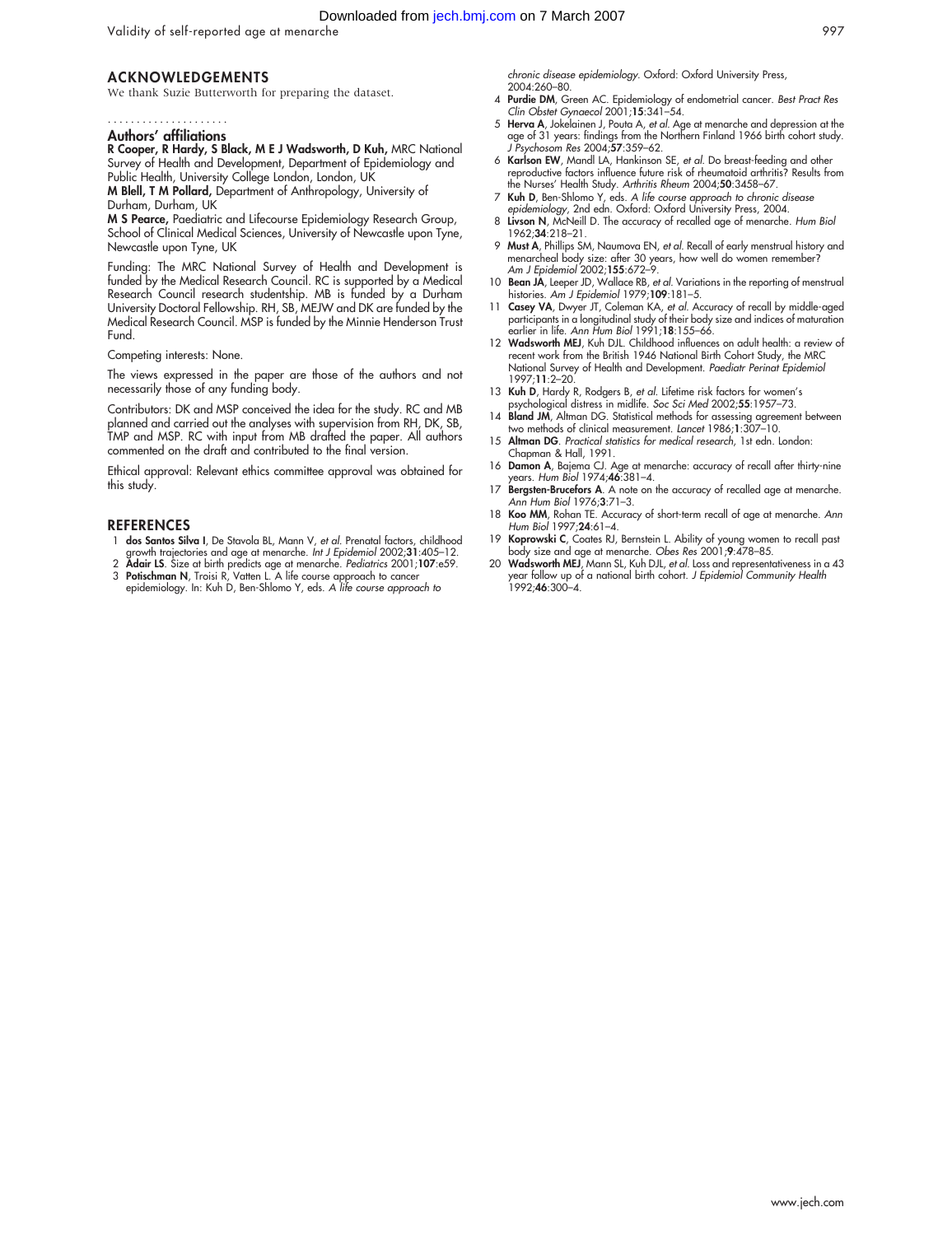## ACKNOWLEDGEMENTS

We thank Suzie Butterworth for preparing the dataset.

### Authors' affiliations

**R Cooper, R Hardy, S Black, M E J Wadsworth, D Kuh,** MRC National Survey of Health and Development, Department of Epidemiology and Public Health, University College London, London, UK

**M Blell, T M Pollard,** Department of Anthropology, University of Durham, Durham, UK

**M S Pearce,** Paediatric and Lifecourse Epidemiology Research Group, School of Clinical Medical Sciences, University of Newcastle upon Tyne, Newcastle upon Tyne, UK

Funding: The MRC National Survey of Health and Development is funded by the Medical Research Council. RC is supported by a Medical Research Council research studentship. MB is funded by a Durham University Doctoral Fellowship. RH, SB, MEJW and DK are funded by the Medical Research Council. MSP is funded by the Minnie Henderson Trust Fund.

Competing interests: None.

The views expressed in the paper are those of the authors and not necessarily those of any funding body.

Contributors: DK and MSP conceived the idea for the study. RC and MB planned and carried out the analyses with supervision from RH, DK, SB, TMP and MSP. RC with input from MB drafted the paper. All authors commented on the draft and contributed to the final version.

Ethical approval: Relevant ethics committee approval was obtained for this study.

## REFERENCES

1. **dos Santos Silva I**, De Stavola BL, Mann V, *et al*. Prenatal factors, childhood growth trajectories and age at menarche. *Int J Epidemiol* 2002;**31**:405–12.
2. **Adair LS**. Size at birth predicts age at menarche. *Pediatrics* 2001;**107**:e59.
3. **Potischman N**, Troisi R, Vatten L. A life course approach to cancer epidemiology. In: Kuh D, Ben-Shlomo Y, eds. *A life course approach to chronic disease epidemiology*. Oxford: Oxford University Press, 2004:260–80.
4. **Purdie DM**, Green AC. Epidemiology of endometrial cancer. *Best Pract Res Clin Obstet Gynaecol* 2001;**15**:341–54.
5. **Herva A**, Jokelainen J, Pouta A, *et al*. Age at menarche and depression at the age of 31 years: findings from the Northern Finland 1966 birth cohort study. *J Psychosom Res* 2004;**57**:359–62.
6. **Karlson EW**, Mandl LA, Hankinson SE, *et al*. Do breast-feeding and other reproductive factors influence future risk of rheumatoid arthritis? Results from the Nurses' Health Study. *Arthritis Rheum* 2004;**50**:3458–67.
7. **Kuh D**, Ben-Shlomo Y, eds. *A life course approach to chronic disease epidemiology*, 2nd edn. Oxford: Oxford University Press, 2004.
8. **Livson N**, McNeill D. The accuracy of recalled age of menarche. *Hum Biol* 1962;**34**:218–21.
9. **Must A**, Phillips SM, Naumova EN, *et al*. Recall of early menstrual history and menarcheal body size: after 30 years, how well do women remember? *Am J Epidemiol* 2002;**155**:672–9.
10. **Bean JA**, Leeper JD, Wallace RB, *et al*. Variations in the reporting of menstrual histories. *Am J Epidemiol* 1979;**109**:181–5.
11. **Casey VA**, Dwyer JT, Coleman KA, *et al*. Accuracy of recall by middle-aged participants in a longitudinal study of their body size and indices of maturation earlier in life. *Ann Hum Biol* 1991;**18**:155–66.
12. **Wadsworth MEJ**, Kuh DJL. Childhood influences on adult health: a review of recent work from the British 1946 National Birth Cohort Study, the MRC National Survey of Health and Development. *Paediatr Perinat Epidemiol* 1997;**11**:2–20.
13. **Kuh D**, Hardy R, Rodgers B, *et al*. Lifetime risk factors for women's psychological distress in midlife. *Soc Sci Med* 2002;**55**:1957–73.
14. **Bland JM**, Altman DG. Statistical methods for assessing agreement between two methods of clinical measurement. *Lancet* 1986;**1**:307–10.
15. **Altman DG**. *Practical statistics for medical research*, 1st edn. London: Chapman & Hall, 1991.
16. **Damon A**, Bajema CJ. Age at menarche: accuracy of recall after thirty-nine years. *Hum Biol* 1974;**46**:381–4.
17. **Bergsten-Brucefors A**. A note on the accuracy of recalled age at menarche. *Ann Hum Biol* 1976;**3**:71–3.
18. **Koo MM**, Rohan TE. Accuracy of short-term recall of age at menarche. *Ann Hum Biol* 1997;**24**:61–4.
19. **Koprowski C**, Coates RJ, Bernstein L. Ability of young women to recall past body size and age at menarche. *Obes Res* 2001;**9**:478–85.
20. **Wadsworth MEJ**, Mann SL, Kuh DJL, *et al*. Loss and representativeness in a 43 year follow up of a national birth cohort. *J Epidemiol Community Health* 1992;**46**:300–4.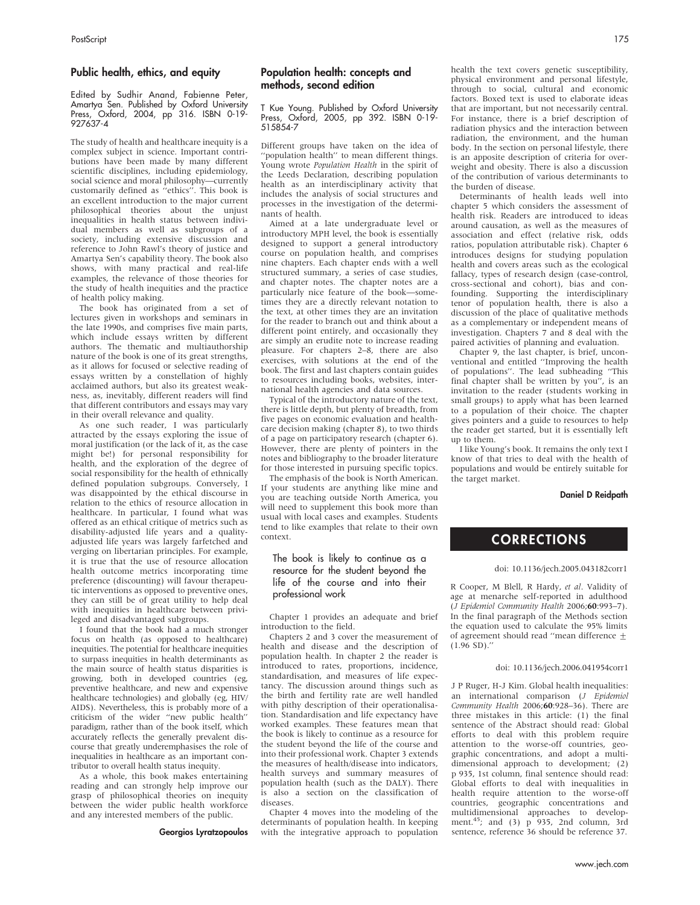## Public health, ethics, and equity

Edited by Sudhir Anand, Fabienne Peter, Amartya Sen. Published by Oxford University Press, Oxford, 2004, pp 316. ISBN 0-19-927637-4

The study of health and healthcare inequity is a complex subject in science. Important contributions have been made by many different scientific disciplines, including epidemiology, social science and moral philosophy—currently customarily defined as ''ethics''. This book is an excellent introduction to the major current philosophical theories about the unjust inequalities in health status between individual members as well as subgroups of a society, including extensive discussion and reference to John Rawl's theory of justice and Amartya Sen's capability theory. The book also shows, with many practical and real-life examples, the relevance of those theories for the study of health inequities and the practice of health policy making.

The book has originated from a set of lectures given in workshops and seminars in the late 1990s, and comprises five main parts, which include essays written by different authors. The thematic and multiauthorship nature of the book is one of its great strengths, as it allows for focused or selective reading of essays written by a constellation of highly acclaimed authors, but also its greatest weakness, as, inevitably, different readers will find that different contributors and essays may vary in their overall relevance and quality.

As one such reader, I was particularly attracted by the essays exploring the issue of moral justification (or the lack of it, as the case might be!) for personal responsibility for health, and the exploration of the degree of social responsibility for the health of ethnically defined population subgroups. Conversely, I was disappointed by the ethical discourse in relation to the ethics of resource allocation in healthcare. In particular, I found what was offered as an ethical critique of metrics such as disability-adjusted life years and a quality-adjusted life years was largely farfetched and verging on libertarian principles. For example, it is true that the use of resource allocation health outcome metrics incorporating time preference (discounting) will favour therapeutic interventions as opposed to preventive ones, they can still be of great utility to help deal with inequities in healthcare between privileged and disadvantaged subgroups.

I found that the book had a much stronger focus on health (as opposed to healthcare) inequities. The potential for healthcare inequities to surpass inequities in health determinants as the main source of health status disparities is growing, both in developed countries (eg, preventive healthcare, and new and expensive healthcare technologies) and globally (eg, HIV/AIDS). Nevertheless, this is probably more of a criticism of the wider ''new public health'' paradigm, rather than of the book itself, which accurately reflects the generally prevalent discourse that greatly underemphasises the role of inequalities in healthcare as an important contributor to overall health status inequity.

As a whole, this book makes entertaining reading and can strongly help improve our grasp of philosophical theories on inequity between the wider public health workforce and any interested members of the public.

**Georgios Lyratzopoulos**

## Population health: concepts and methods, second edition

T Kue Young. Published by Oxford University Press, Oxford, 2005, pp 392. ISBN 0-19-515854-7

Different groups have taken on the idea of ''population health'' to mean different things. Young wrote *Population Health* in the spirit of the Leeds Declaration, describing population health as an interdisciplinary activity that includes the analysis of social structures and processes in the investigation of the determinants of health.

Aimed at a late undergraduate level or introductory MPH level, the book is essentially designed to support a general introductory course on population health, and comprises nine chapters. Each chapter ends with a well structured summary, a series of case studies, and chapter notes. The chapter notes are a particularly nice feature of the book—sometimes they are a directly relevant notation to the text, at other times they are an invitation for the reader to branch out and think about a different point entirely, and occasionally they are simply an erudite note to increase reading pleasure. For chapters 2–8, there are also exercises, with solutions at the end of the book. The first and last chapters contain guides to resources including books, websites, international health agencies and data sources.

Typical of the introductory nature of the text, there is little depth, but plenty of breadth, from five pages on economic evaluation and healthcare decision making (chapter 8), to two thirds of a page on participatory research (chapter 6). However, there are plenty of pointers in the notes and bibliography to the broader literature for those interested in pursuing specific topics.

The emphasis of the book is North American. If your students are anything like mine and you are teaching outside North America, you will need to supplement this book more than usual with local cases and examples. Students tend to like examples that relate to their own context.

> The book is likely to continue as a resource for the student beyond the life of the course and into their professional work

Chapter 1 provides an adequate and brief introduction to the field.

Chapters 2 and 3 cover the measurement of health and disease and the description of population health. In chapter 2 the reader is introduced to rates, proportions, incidence, standardisation, and measures of life expectancy. The discussion around things such as the birth and fertility rate are well handled with pithy description of their operationalisation. Standardisation and life expectancy have worked examples. These features mean that the book is likely to continue as a resource for the student beyond the life of the course and into their professional work. Chapter 3 extends the measures of health/disease into indicators, health surveys and summary measures of population health (such as the DALY). There is also a section on the classification of diseases.

Chapter 4 moves into the modeling of the determinants of population health. In keeping with the integrative approach to population health the text covers genetic susceptibility, physical environment and personal lifestyle, through to social, cultural and economic factors. Boxed text is used to elaborate ideas that are important, but not necessarily central. For instance, there is a brief description of radiation physics and the interaction between radiation, the environment, and the human body. In the section on personal lifestyle, there is an apposite description of criteria for overweight and obesity. There is also a discussion of the contribution of various determinants to the burden of disease.

Determinants of health leads well into chapter 5 which considers the assessment of health risk. Readers are introduced to ideas around causation, as well as the measures of association and effect (relative risk, odds ratios, population attributable risk). Chapter 6 introduces designs for studying population health and covers areas such as the ecological fallacy, types of research design (case-control, cross-sectional and cohort), bias and confounding. Supporting the interdisciplinary tenor of population health, there is also a discussion of the place of qualitative methods as a complementary or independent means of investigation. Chapters 7 and 8 deal with the paired activities of planning and evaluation.

Chapter 9, the last chapter, is brief, unconventional and entitled ''Improving the health of populations''. The lead subheading ''This final chapter shall be written by you'', is an invitation to the reader (students working in small groups) to apply what has been learned to a population of their choice. The chapter gives pointers and a guide to resources to help the reader get started, but it is essentially left up to them.

I like Young's book. It remains the only text I know of that tries to deal with the health of populations and would be entirely suitable for the target market.

**Daniel D Reidpath**

# CORRECTIONS

doi: 10.1136/jech.2005.043182corr1

R Cooper, M Blell, R Hardy, *et al*. Validity of age at menarche self-reported in adulthood (*J Epidemiol Community Health* 2006;**60**:993–7). In the final paragraph of the Methods section the equation used to calculate the 95% limits of agreement should read ''mean difference $\pm$ (1.96 SD).''

doi: 10.1136/jech.2006.041954corr1

J P Ruger, H-J Kim. Global health inequalities: an international comparison (*J Epidemiol Community Health* 2006;**60**:928–36). There are three mistakes in this article: (1) the final sentence of the Abstract should read: Global efforts to deal with this problem require attention to the worse-off countries, geographic concentrations, and adopt a multidimensional approach to development; (2) p 935, 1st column, final sentence should read: Global efforts to deal with inequalities in health require attention to the worse-off countries, geographic concentrations and multidimensional approaches to development.[45]; and (3) p 935, 2nd column, 3rd sentence, reference 36 should be reference 37.